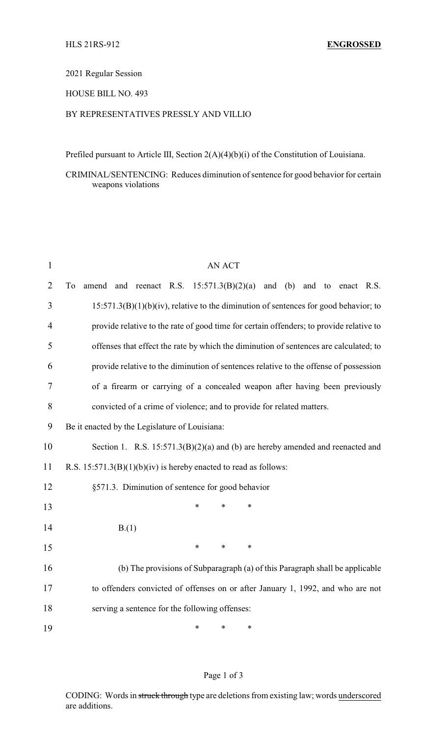HLS 21RS-912 **ENGROSSED**

2021 Regular Session

HOUSE BILL NO. 493

BY REPRESENTATIVES PRESSLY AND VILLIO

Prefiled pursuant to Article III, Section 2(A)(4)(b)(i) of the Constitution of Louisiana.

CRIMINAL/SENTENCING: Reduces diminution of sentence for good behavior for certain weapons violations

AN ACT

To amend and reenact R.S. 15:571.3(B)(2)(a) and (b) and to enact R.S. 15:571.3(B)(1)(b)(iv), relative to the diminution of sentences for good behavior; to provide relative to the rate of good time for certain offenders; to provide relative to offenses that effect the rate by which the diminution of sentences are calculated; to provide relative to the diminution of sentences relative to the offense of possession of a firearm or carrying of a concealed weapon after having been previously convicted of a crime of violence; and to provide for related matters.

Be it enacted by the Legislature of Louisiana:

Section 1. R.S. 15:571.3(B)(2)(a) and (b) are hereby amended and reenacted and R.S. 15:571.3(B)(1)(b)(iv) is hereby enacted to read as follows:

§571.3. Diminution of sentence for good behavior

\* \* \*

B.(1)

\* \* \*

(b) The provisions of Subparagraph (a) of this Paragraph shall be applicable to offenders convicted of offenses on or after January 1, 1992, and who are not serving a sentence for the following offenses:

\* \* \*

CODING: Words in ~~struck through~~ type are deletions from existing law; words <u>underscored</u> are additions.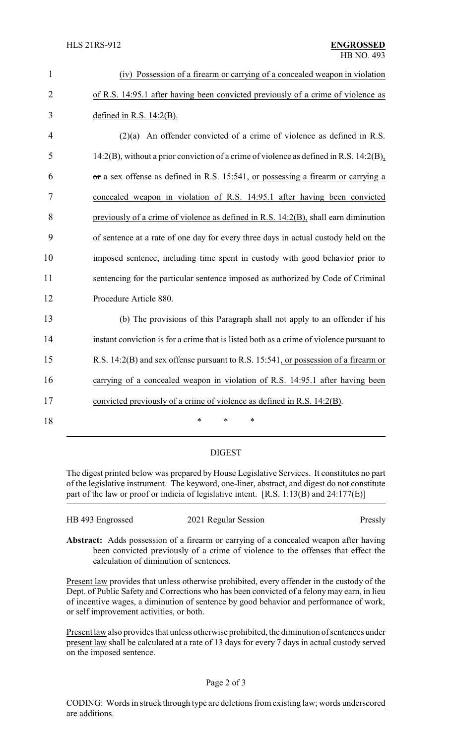(iv) <u>Possession of a firearm or carrying of a concealed weapon in violation of R.S. 14:95.1 after having been convicted previously of a crime of violence as defined in R.S. 14:2(B).</u>

(2)(a) An offender convicted of a crime of violence as defined in R.S. 14:2(B), without a prior conviction of a crime of violence as defined in R.S. 14:2(B)<u>,</u> ~~or~~ a sex offense as defined in R.S. 15:541, <u>or possessing a firearm or carrying a concealed weapon in violation of R.S. 14:95.1 after having been convicted previously of a crime of violence as defined in R.S. 14:2(B),</u> shall earn diminution of sentence at a rate of one day for every three days in actual custody held on the imposed sentence, including time spent in custody with good behavior prior to sentencing for the particular sentence imposed as authorized by Code of Criminal Procedure Article 880.

(b) The provisions of this Paragraph shall not apply to an offender if his instant conviction is for a crime that is listed both as a crime of violence pursuant to R.S. 14:2(B) and sex offense pursuant to R.S. 15:541<u>, or possession of a firearm or carrying of a concealed weapon in violation of R.S. 14:95.1 after having been convicted previously of a crime of violence as defined in R.S. 14:2(B)</u>.

\* \* \*

## DIGEST

The digest printed below was prepared by House Legislative Services. It constitutes no part of the legislative instrument. The keyword, one-liner, abstract, and digest do not constitute part of the law or proof or indicia of legislative intent. [R.S. 1:13(B) and 24:177(E)]

HB 493 Engrossed — 2021 Regular Session — Pressly

**Abstract:** Adds possession of a firearm or carrying of a concealed weapon after having been convicted previously of a crime of violence to the offenses that effect the calculation of diminution of sentences.

<u>Present law</u> provides that unless otherwise prohibited, every offender in the custody of the Dept. of Public Safety and Corrections who has been convicted of a felony may earn, in lieu of incentive wages, a diminution of sentence by good behavior and performance of work, or self improvement activities, or both.

<u>Present law</u> also provides that unless otherwise prohibited, the diminution of sentences under <u>present law</u> shall be calculated at a rate of 13 days for every 7 days in actual custody served on the imposed sentence.

CODING: Words in ~~struck through~~ type are deletions from existing law; words <u>underscored</u> are additions.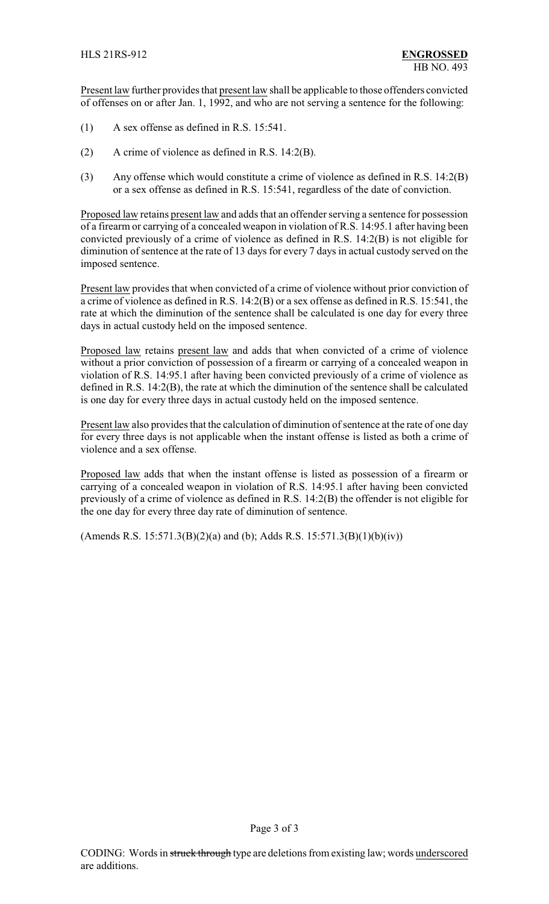Present law further provides that present law shall be applicable to those offenders convicted of offenses on or after Jan. 1, 1992, and who are not serving a sentence for the following:

(1) A sex offense as defined in R.S. 15:541.

(2) A crime of violence as defined in R.S. 14:2(B).

(3) Any offense which would constitute a crime of violence as defined in R.S. 14:2(B) or a sex offense as defined in R.S. 15:541, regardless of the date of conviction.

Proposed law retains present law and adds that an offender serving a sentence for possession of a firearm or carrying of a concealed weapon in violation of R.S. 14:95.1 after having been convicted previously of a crime of violence as defined in R.S. 14:2(B) is not eligible for diminution of sentence at the rate of 13 days for every 7 days in actual custody served on the imposed sentence.

Present law provides that when convicted of a crime of violence without prior conviction of a crime of violence as defined in R.S. 14:2(B) or a sex offense as defined in R.S. 15:541, the rate at which the diminution of the sentence shall be calculated is one day for every three days in actual custody held on the imposed sentence.

Proposed law retains present law and adds that when convicted of a crime of violence without a prior conviction of possession of a firearm or carrying of a concealed weapon in violation of R.S. 14:95.1 after having been convicted previously of a crime of violence as defined in R.S. 14:2(B), the rate at which the diminution of the sentence shall be calculated is one day for every three days in actual custody held on the imposed sentence.

Present law also provides that the calculation of diminution of sentence at the rate of one day for every three days is not applicable when the instant offense is listed as both a crime of violence and a sex offense.

Proposed law adds that when the instant offense is listed as possession of a firearm or carrying of a concealed weapon in violation of R.S. 14:95.1 after having been convicted previously of a crime of violence as defined in R.S. 14:2(B) the offender is not eligible for the one day for every three day rate of diminution of sentence.

(Amends R.S. 15:571.3(B)(2)(a) and (b); Adds R.S. 15:571.3(B)(1)(b)(iv))